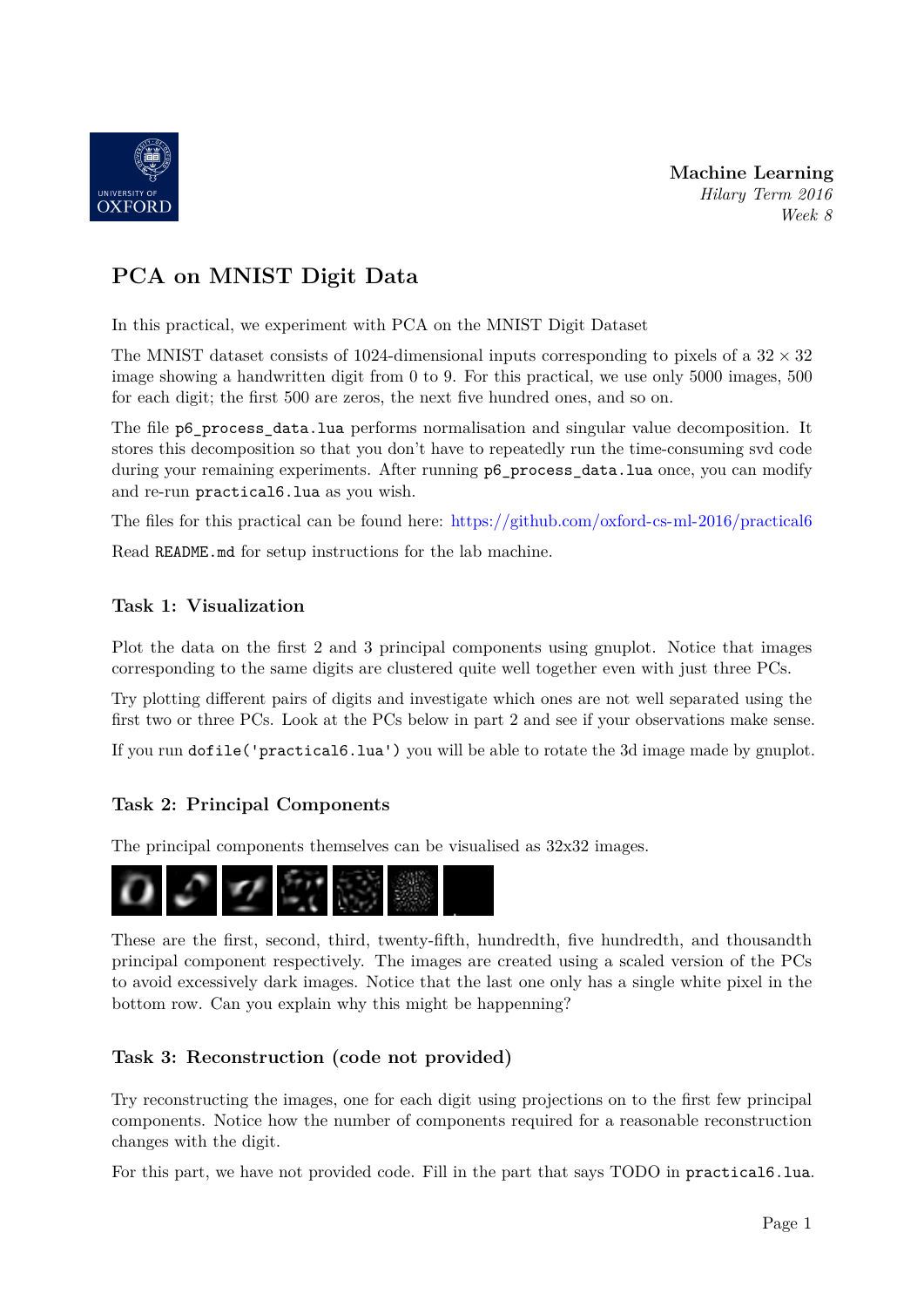**Machine Learning**
*Hilary Term 2016*
*Week 8*

# PCA on MNIST Digit Data

In this practical, we experiment with PCA on the MNIST Digit Dataset

The MNIST dataset consists of 1024-dimensional inputs corresponding to pixels of a $32 \times 32$ image showing a handwritten digit from 0 to 9. For this practical, we use only 5000 images, 500 for each digit; the first 500 are zeros, the next five hundred ones, and so on.

The file `p6_process_data.lua` performs normalisation and singular value decomposition. It stores this decomposition so that you don't have to repeatedly run the time-consuming svd code during your remaining experiments. After running `p6_process_data.lua` once, you can modify and re-run `practical6.lua` as you wish.

The files for this practical can be found here: https://github.com/oxford-cs-ml-2016/practical6

Read `README.md` for setup instructions for the lab machine.

## Task 1: Visualization

Plot the data on the first 2 and 3 principal components using gnuplot. Notice that images corresponding to the same digits are clustered quite well together even with just three PCs.

Try plotting different pairs of digits and investigate which ones are not well separated using the first two or three PCs. Look at the PCs below in part 2 and see if your observations make sense.

If you run `dofile('practical6.lua')` you will be able to rotate the 3d image made by gnuplot.

## Task 2: Principal Components

The principal components themselves can be visualised as 32x32 images.

These are the first, second, third, twenty-fifth, hundredth, five hundredth, and thousandth principal component respectively. The images are created using a scaled version of the PCs to avoid excessively dark images. Notice that the last one only has a single white pixel in the bottom row. Can you explain why this might be happenning?

## Task 3: Reconstruction (code not provided)

Try reconstructing the images, one for each digit using projections on to the first few principal components. Notice how the number of components required for a reasonable reconstruction changes with the digit.

For this part, we have not provided code. Fill in the part that says TODO in `practical6.lua`.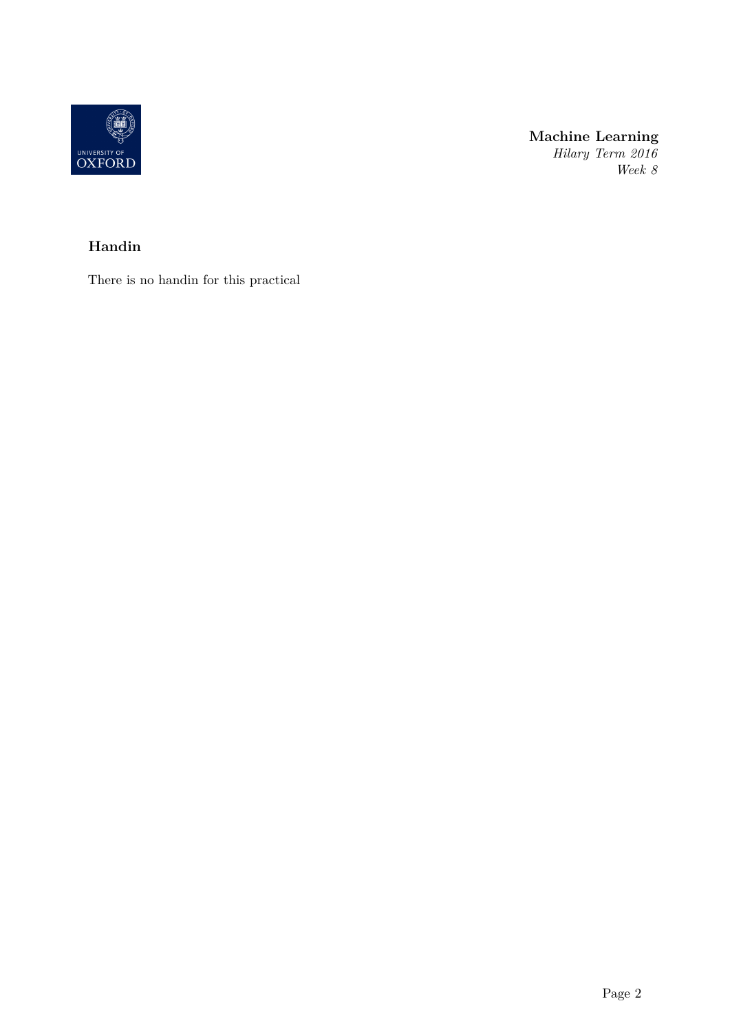## Handin

There is no handin for this practical